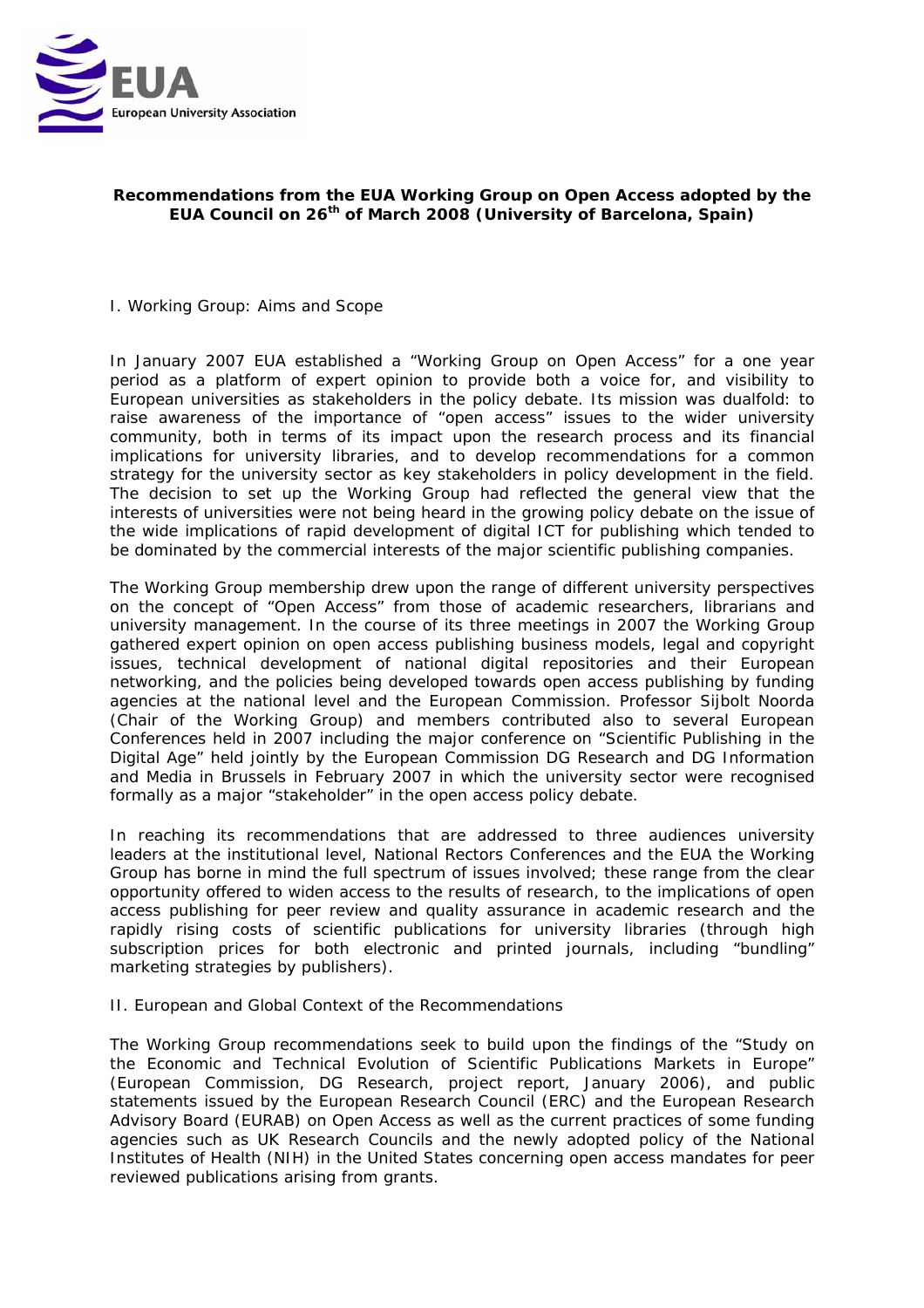**Recommendations from the EUA Working Group on Open Access adopted by the EUA Council on 26th of March 2008 (University of Barcelona, Spain)**

I. Working Group: Aims and Scope

In January 2007 EUA established a "Working Group on Open Access" for a one year period as a platform of expert opinion to provide both a voice for, and visibility to European universities as stakeholders in the policy debate. Its mission was dualfold: to raise awareness of the importance of "open access" issues to the wider university community, both in terms of its impact upon the research process and its financial implications for university libraries, and to develop recommendations for a common strategy for the university sector as key stakeholders in policy development in the field. The decision to set up the Working Group had reflected the general view that the interests of universities were not being heard in the growing policy debate on the issue of the wide implications of rapid development of digital ICT for publishing which tended to be dominated by the commercial interests of the major scientific publishing companies.

The Working Group membership drew upon the range of different university perspectives on the concept of "Open Access" from those of academic researchers, librarians and university management. In the course of its three meetings in 2007 the Working Group gathered expert opinion on open access publishing business models, legal and copyright issues, technical development of national digital repositories and their European networking, and the policies being developed towards open access publishing by funding agencies at the national level and the European Commission. Professor Sijbolt Noorda (Chair of the Working Group) and members contributed also to several European Conferences held in 2007 including the major conference on "Scientific Publishing in the Digital Age" held jointly by the European Commission DG Research and DG Information and Media in Brussels in February 2007 in which the university sector were recognised formally as a major "stakeholder" in the open access policy debate.

In reaching its recommendations that are addressed to three audiences university leaders at the institutional level, National Rectors Conferences and the EUA the Working Group has borne in mind the full spectrum of issues involved; these range from the clear opportunity offered to widen access to the results of research, to the implications of open access publishing for peer review and quality assurance in academic research and the rapidly rising costs of scientific publications for university libraries (through high subscription prices for both electronic and printed journals, including "bundling" marketing strategies by publishers).

II. European and Global Context of the Recommendations

The Working Group recommendations seek to build upon the findings of the "Study on the Economic and Technical Evolution of Scientific Publications Markets in Europe" (European Commission, DG Research, project report, January 2006), and public statements issued by the European Research Council (ERC) and the European Research Advisory Board (EURAB) on Open Access as well as the current practices of some funding agencies such as UK Research Councils and the newly adopted policy of the National Institutes of Health (NIH) in the United States concerning open access mandates for peer reviewed publications arising from grants.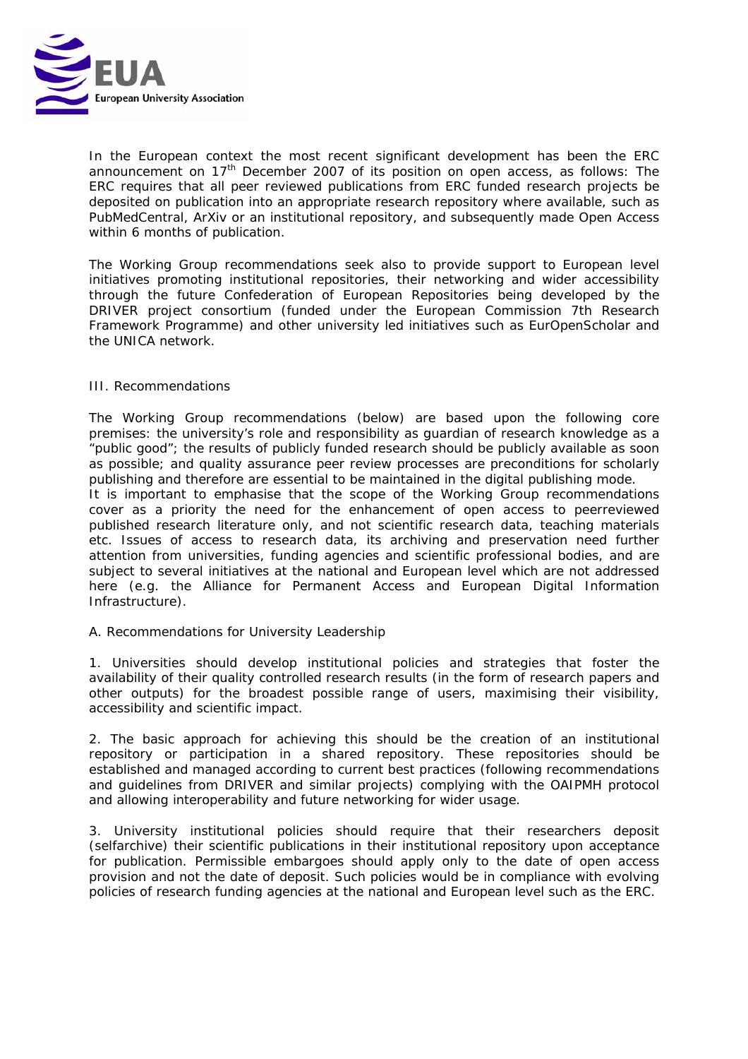In the European context the most recent significant development has been the ERC announcement on 17th December 2007 of its position on open access, as follows: The ERC requires that all peer reviewed publications from ERC funded research projects be deposited on publication into an appropriate research repository where available, such as PubMedCentral, ArXiv or an institutional repository, and subsequently made Open Access within 6 months of publication.

The Working Group recommendations seek also to provide support to European level initiatives promoting institutional repositories, their networking and wider accessibility through the future Confederation of European Repositories being developed by the DRIVER project consortium (funded under the European Commission 7th Research Framework Programme) and other university led initiatives such as EurOpenScholar and the UNICA network.

## III. Recommendations

The Working Group recommendations (below) are based upon the following core premises: the university's role and responsibility as guardian of research knowledge as a "public good"; the results of publicly funded research should be publicly available as soon as possible; and quality assurance peer review processes are preconditions for scholarly publishing and therefore are essential to be maintained in the digital publishing mode.
It is important to emphasise that the scope of the Working Group recommendations cover as a priority the need for the enhancement of open access to peerreviewed published research literature only, and not scientific research data, teaching materials etc. Issues of access to research data, its archiving and preservation need further attention from universities, funding agencies and scientific professional bodies, and are subject to several initiatives at the national and European level which are not addressed here (e.g. the Alliance for Permanent Access and European Digital Information Infrastructure).

### A. Recommendations for University Leadership

1. Universities should develop institutional policies and strategies that foster the availability of their quality controlled research results (in the form of research papers and other outputs) for the broadest possible range of users, maximising their visibility, accessibility and scientific impact.

2. The basic approach for achieving this should be the creation of an institutional repository or participation in a shared repository. These repositories should be established and managed according to current best practices (following recommendations and guidelines from DRIVER and similar projects) complying with the OAIPMH protocol and allowing interoperability and future networking for wider usage.

3. University institutional policies should require that their researchers deposit (selfarchive) their scientific publications in their institutional repository upon acceptance for publication. Permissible embargoes should apply only to the date of open access provision and not the date of deposit. Such policies would be in compliance with evolving policies of research funding agencies at the national and European level such as the ERC.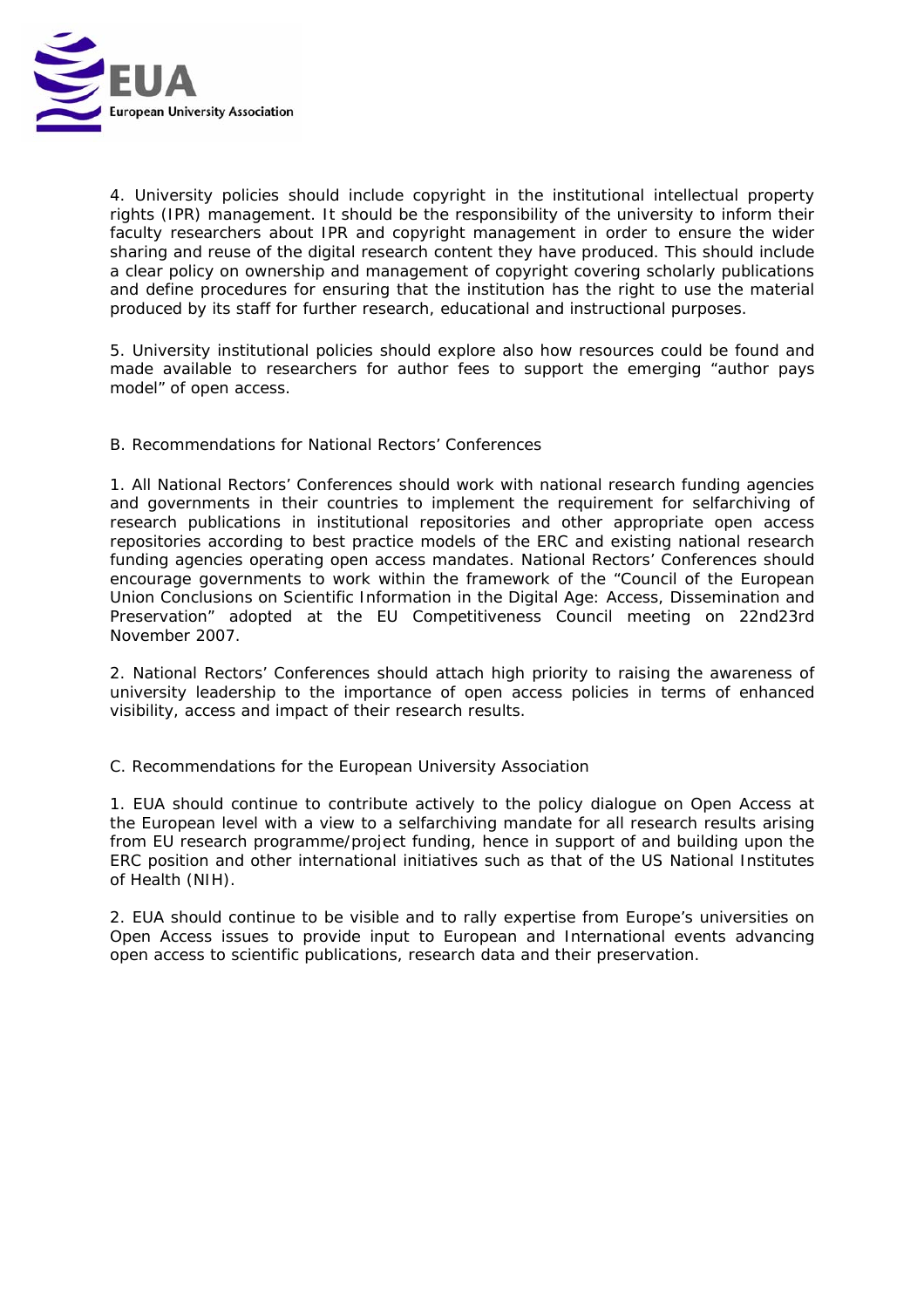4. University policies should include copyright in the institutional intellectual property rights (IPR) management. It should be the responsibility of the university to inform their faculty researchers about IPR and copyright management in order to ensure the wider sharing and reuse of the digital research content they have produced. This should include a clear policy on ownership and management of copyright covering scholarly publications and define procedures for ensuring that the institution has the right to use the material produced by its staff for further research, educational and instructional purposes.

5. University institutional policies should explore also how resources could be found and made available to researchers for author fees to support the emerging "author pays model" of open access.

B. Recommendations for National Rectors' Conferences

1. All National Rectors' Conferences should work with national research funding agencies and governments in their countries to implement the requirement for selfarchiving of research publications in institutional repositories and other appropriate open access repositories according to best practice models of the ERC and existing national research funding agencies operating open access mandates. National Rectors' Conferences should encourage governments to work within the framework of the "Council of the European Union Conclusions on Scientific Information in the Digital Age: Access, Dissemination and Preservation" adopted at the EU Competitiveness Council meeting on 22nd23rd November 2007.

2. National Rectors' Conferences should attach high priority to raising the awareness of university leadership to the importance of open access policies in terms of enhanced visibility, access and impact of their research results.

C. Recommendations for the European University Association

1. EUA should continue to contribute actively to the policy dialogue on Open Access at the European level with a view to a selfarchiving mandate for all research results arising from EU research programme/project funding, hence in support of and building upon the ERC position and other international initiatives such as that of the US National Institutes of Health (NIH).

2. EUA should continue to be visible and to rally expertise from Europe's universities on Open Access issues to provide input to European and International events advancing open access to scientific publications, research data and their preservation.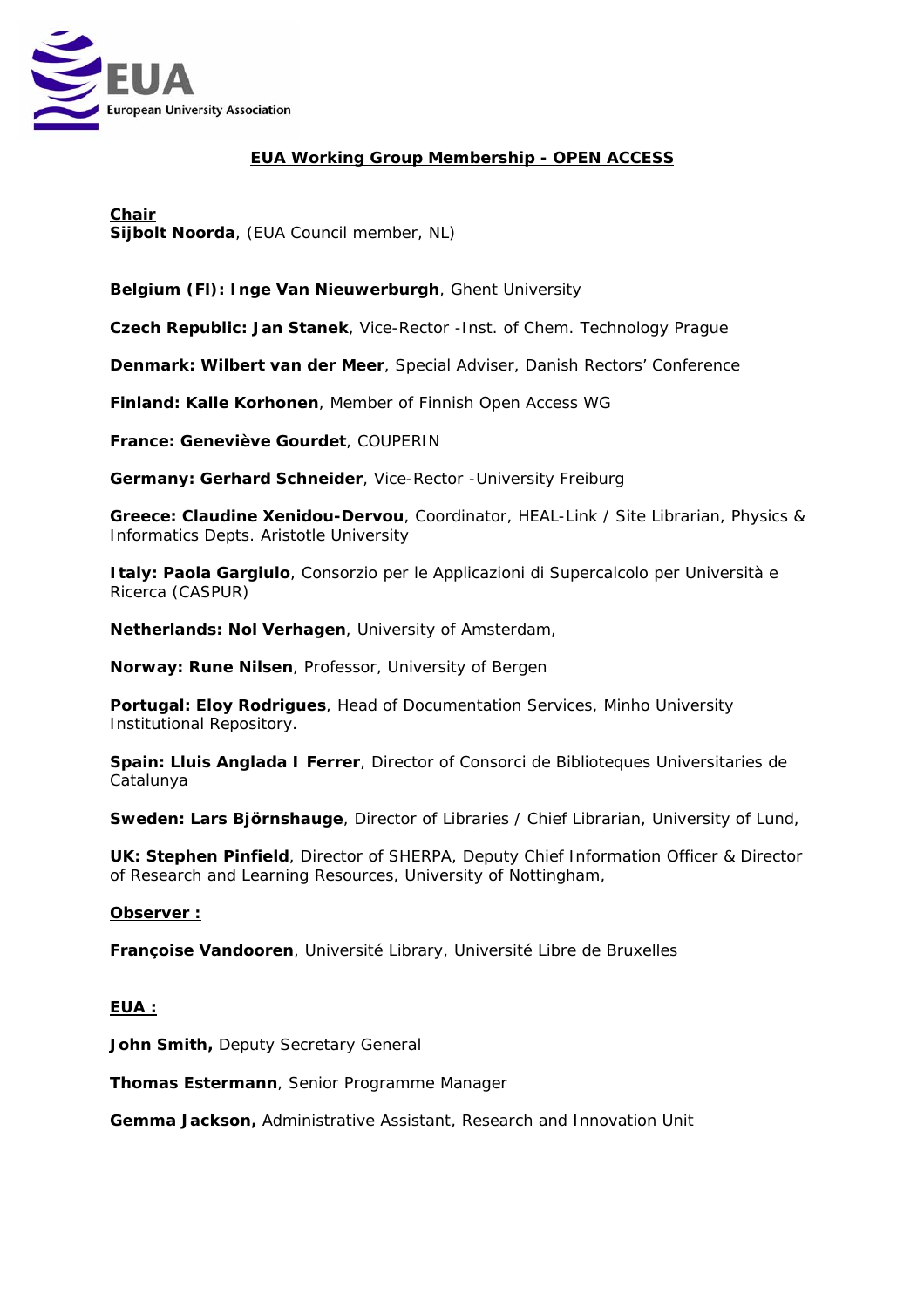# EUA Working Group Membership - OPEN ACCESS

**Chair**
**Sijbolt Noorda**, (EUA Council member, NL)

**Belgium (Fl): Inge Van Nieuwerburgh**, Ghent University

**Czech Republic: Jan Stanek**, Vice-Rector -Inst. of Chem. Technology Prague

**Denmark: Wilbert van der Meer**, Special Adviser, Danish Rectors' Conference

**Finland: Kalle Korhonen**, Member of Finnish Open Access WG

**France: Geneviève Gourdet**, COUPERIN

**Germany: Gerhard Schneider**, Vice-Rector -University Freiburg

**Greece: Claudine Xenidou-Dervou**, Coordinator, HEAL-Link / Site Librarian, Physics & Informatics Depts. Aristotle University

**Italy: Paola Gargiulo**, Consorzio per le Applicazioni di Supercalcolo per Università e Ricerca (CASPUR)

**Netherlands: Nol Verhagen**, University of Amsterdam,

**Norway: Rune Nilsen**, Professor, University of Bergen

**Portugal: Eloy Rodrigues**, Head of Documentation Services, Minho University Institutional Repository.

**Spain: Lluis Anglada I Ferrer**, Director of Consorci de Biblioteques Universitaries de Catalunya

**Sweden: Lars Björnshauge**, Director of Libraries / Chief Librarian, University of Lund,

**UK: Stephen Pinfield**, Director of SHERPA, Deputy Chief Information Officer & Director of Research and Learning Resources, University of Nottingham,

**Observer :**

**Françoise Vandooren**, Université Library, Université Libre de Bruxelles

**EUA :**

**John Smith,** Deputy Secretary General

**Thomas Estermann**, Senior Programme Manager

**Gemma Jackson,** Administrative Assistant, Research and Innovation Unit